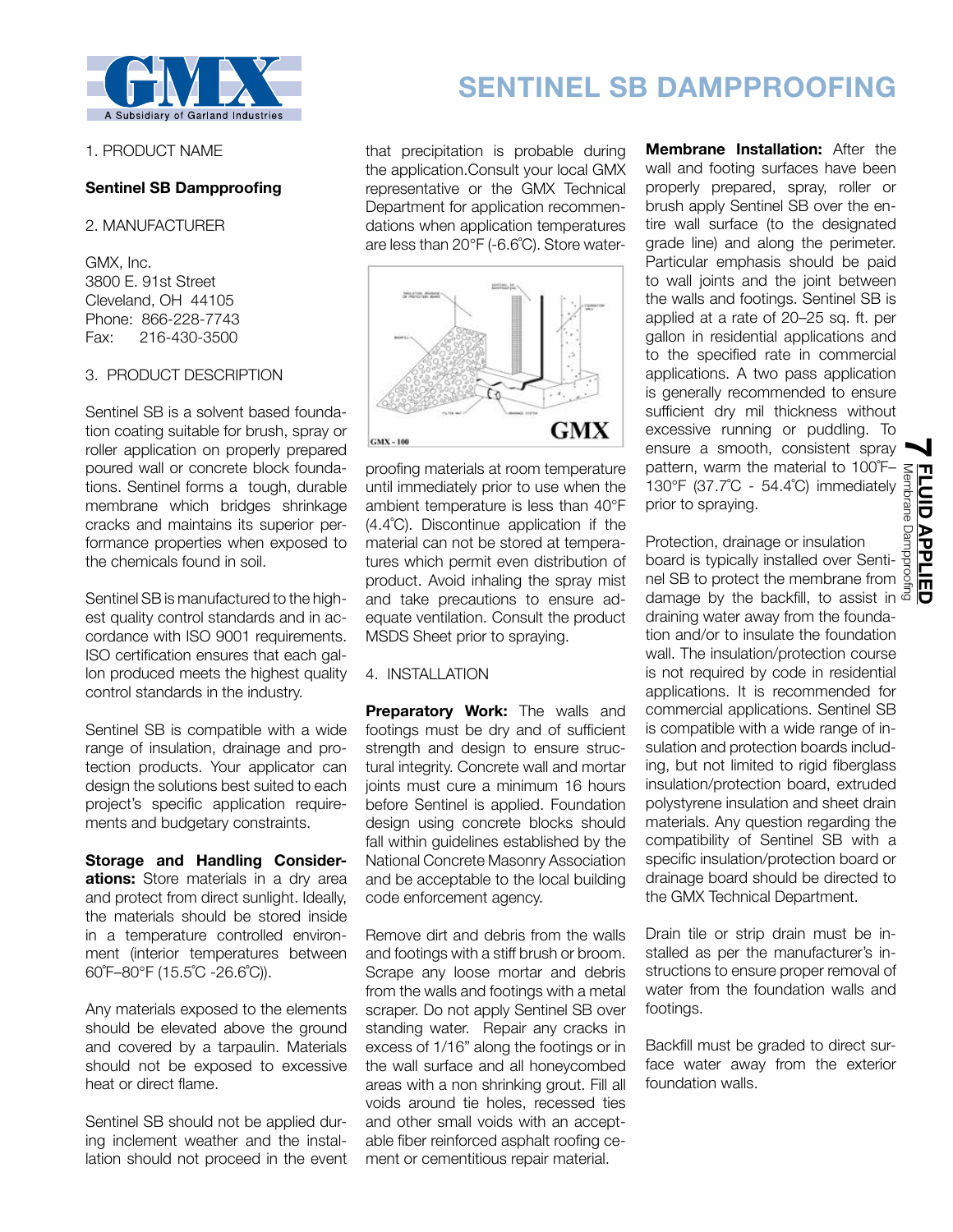# SENTINEL SB DAMPPROOFING

1. PRODUCT NAME

**Sentinel SB Dampproofing**

2. MANUFACTURER

GMX, Inc.
3800 E. 91st Street
Cleveland, OH 44105
Phone: 866-228-7743
Fax: 216-430-3500

3. PRODUCT DESCRIPTION

Sentinel SB is a solvent based foundation coating suitable for brush, spray or roller application on properly prepared poured wall or concrete block foundations. Sentinel forms a tough, durable membrane which bridges shrinkage cracks and maintains its superior performance properties when exposed to the chemicals found in soil.

Sentinel SB is manufactured to the highest quality control standards and in accordance with ISO 9001 requirements. ISO certification ensures that each gallon produced meets the highest quality control standards in the industry.

Sentinel SB is compatible with a wide range of insulation, drainage and protection products. Your applicator can design the solutions best suited to each project's specific application requirements and budgetary constraints.

**Storage and Handling Considerations:** Store materials in a dry area and protect from direct sunlight. Ideally, the materials should be stored inside in a temperature controlled environment (interior temperatures between 60˚F–80°F (15.5˚C -26.6˚C)).

Any materials exposed to the elements should be elevated above the ground and covered by a tarpaulin. Materials should not be exposed to excessive heat or direct flame.

Sentinel SB should not be applied during inclement weather and the installation should not proceed in the event that precipitation is probable during the application.Consult your local GMX representative or the GMX Technical Department for application recommendations when application temperatures are less than 20°F (-6.6˚C). Store waterproofing materials at room temperature until immediately prior to use when the ambient temperature is less than 40°F (4.4˚C). Discontinue application if the material can not be stored at temperatures which permit even distribution of product. Avoid inhaling the spray mist and take precautions to ensure adequate ventilation. Consult the product MSDS Sheet prior to spraying.

GMX - 100

4. INSTALLATION

**Preparatory Work:** The walls and footings must be dry and of sufficient strength and design to ensure structural integrity. Concrete wall and mortar joints must cure a minimum 16 hours before Sentinel is applied. Foundation design using concrete blocks should fall within guidelines established by the National Concrete Masonry Association and be acceptable to the local building code enforcement agency.

Remove dirt and debris from the walls and footings with a stiff brush or broom. Scrape any loose mortar and debris from the walls and footings with a metal scraper. Do not apply Sentinel SB over standing water. Repair any cracks in excess of 1/16" along the footings or in the wall surface and all honeycombed areas with a non shrinking grout. Fill all voids around tie holes, recessed ties and other small voids with an acceptable fiber reinforced asphalt roofing cement or cementitious repair material.

**Membrane Installation:** After the wall and footing surfaces have been properly prepared, spray, roller or brush apply Sentinel SB over the entire wall surface (to the designated grade line) and along the perimeter. Particular emphasis should be paid to wall joints and the joint between the walls and footings. Sentinel SB is applied at a rate of 20–25 sq. ft. per gallon in residential applications and to the specified rate in commercial applications. A two pass application is generally recommended to ensure sufficient dry mil thickness without excessive running or puddling. To ensure a smooth, consistent spray pattern, warm the material to 100˚F–130°F (37.7˚C - 54.4˚C) immediately prior to spraying.

Protection, drainage or insulation board is typically installed over Sentinel SB to protect the membrane from damage by the backfill, to assist in draining water away from the foundation and/or to insulate the foundation wall. The insulation/protection course is not required by code in residential applications. It is recommended for commercial applications. Sentinel SB is compatible with a wide range of insulation and protection boards including, but not limited to rigid fiberglass insulation/protection board, extruded polystyrene insulation and sheet drain materials. Any question regarding the compatibility of Sentinel SB with a specific insulation/protection board or drainage board should be directed to the GMX Technical Department.

Drain tile or strip drain must be installed as per the manufacturer's instructions to ensure proper removal of water from the foundation walls and footings.

Backfill must be graded to direct surface water away from the exterior foundation walls.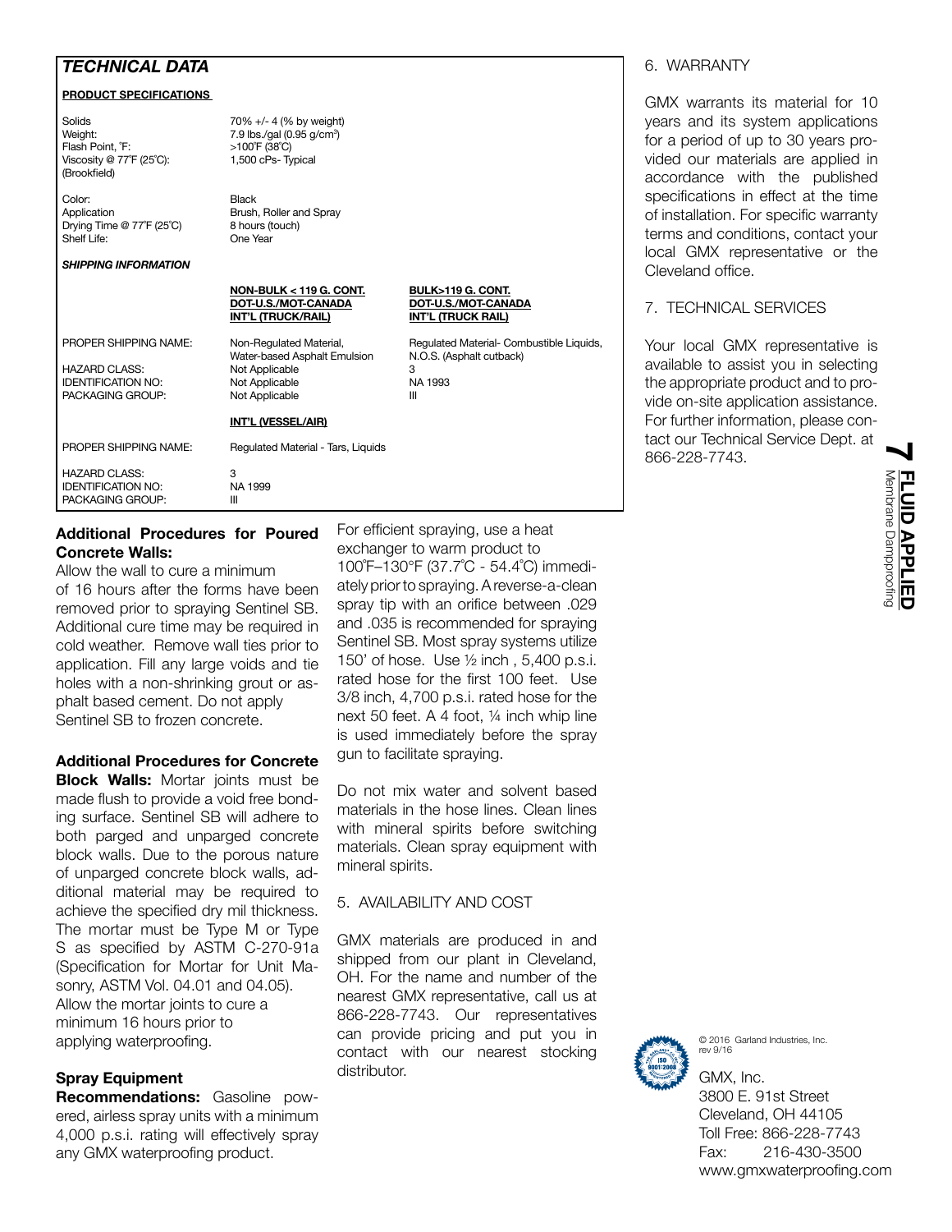## TECHNICAL DATA

**PRODUCT SPECIFICATIONS**

| | |
|---|---|
| Solids | 70% +/- 4 (% by weight) |
| Weight: | 7.9 lbs./gal (0.95 g/cm$^3$) |
| Flash Point, ˚F: | >100˚F (38˚C) |
| Viscosity @ 77˚F (25˚C): (Brookfield) | 1,500 cPs- Typical |
| Color: | Black |
| Application | Brush, Roller and Spray |
| Drying Time @ 77˚F (25˚C) | 8 hours (touch) |
| Shelf Life: | One Year |

***SHIPPING INFORMATION***

| | NON-BULK < 119 G. CONT. DOT-U.S./MOT-CANADA INT'L (TRUCK/RAIL) | BULK>119 G. CONT. DOT-U.S./MOT-CANADA INT'L (TRUCK RAIL) |
|---|---|---|
| PROPER SHIPPING NAME: | Non-Regulated Material, Water-based Asphalt Emulsion | Regulated Material- Combustible Liquids, N.O.S. (Asphalt cutback) |
| HAZARD CLASS: | Not Applicable | 3 |
| IDENTIFICATION NO: | Not Applicable | NA 1993 |
| PACKAGING GROUP: | Not Applicable | III |
| | **INT'L (VESSEL/AIR)** | |
| PROPER SHIPPING NAME: | Regulated Material - Tars, Liquids | |
| HAZARD CLASS: | 3 | |
| IDENTIFICATION NO: | NA 1999 | |
| PACKAGING GROUP: | III | |

**Additional Procedures for Poured Concrete Walls:**
Allow the wall to cure a minimum of 16 hours after the forms have been removed prior to spraying Sentinel SB. Additional cure time may be required in cold weather. Remove wall ties prior to application. Fill any large voids and tie holes with a non-shrinking grout or asphalt based cement. Do not apply Sentinel SB to frozen concrete.

**Additional Procedures for Concrete Block Walls:** Mortar joints must be made flush to provide a void free bonding surface. Sentinel SB will adhere to both parged and unparged concrete block walls. Due to the porous nature of unparged concrete block walls, additional material may be required to achieve the specified dry mil thickness. The mortar must be Type M or Type S as specified by ASTM C-270-91a (Specification for Mortar for Unit Masonry, ASTM Vol. 04.01 and 04.05). Allow the mortar joints to cure a minimum 16 hours prior to applying waterproofing.

**Spray Equipment Recommendations:** Gasoline powered, airless spray units with a minimum 4,000 p.s.i. rating will effectively spray any GMX waterproofing product.

For efficient spraying, use a heat exchanger to warm product to 100˚F–130°F (37.7˚C - 54.4˚C) immediately prior to spraying. A reverse-a-clean spray tip with an orifice between .029 and .035 is recommended for spraying Sentinel SB. Most spray systems utilize 150' of hose. Use ½ inch , 5,400 p.s.i. rated hose for the first 100 feet. Use 3/8 inch, 4,700 p.s.i. rated hose for the next 50 feet. A 4 foot, ¼ inch whip line is used immediately before the spray gun to facilitate spraying.

Do not mix water and solvent based materials in the hose lines. Clean lines with mineral spirits before switching materials. Clean spray equipment with mineral spirits.

## 5. AVAILABILITY AND COST

GMX materials are produced in and shipped from our plant in Cleveland, OH. For the name and number of the nearest GMX representative, call us at 866-228-7743. Our representatives can provide pricing and put you in contact with our nearest stocking distributor.

## 6. WARRANTY

GMX warrants its material for 10 years and its system applications for a period of up to 30 years provided our materials are applied in accordance with the published specifications in effect at the time of installation. For specific warranty terms and conditions, contact your local GMX representative or the Cleveland office.

## 7. TECHNICAL SERVICES

Your local GMX representative is available to assist you in selecting the appropriate product and to provide on-site application assistance. For further information, please contact our Technical Service Dept. at 866-228-7743.

© 2016 Garland Industries, Inc.
rev 9/16

GMX, Inc.
3800 E. 91st Street
Cleveland, OH 44105
Toll Free: 866-228-7743
Fax: 216-430-3500
www.gmxwaterproofing.com